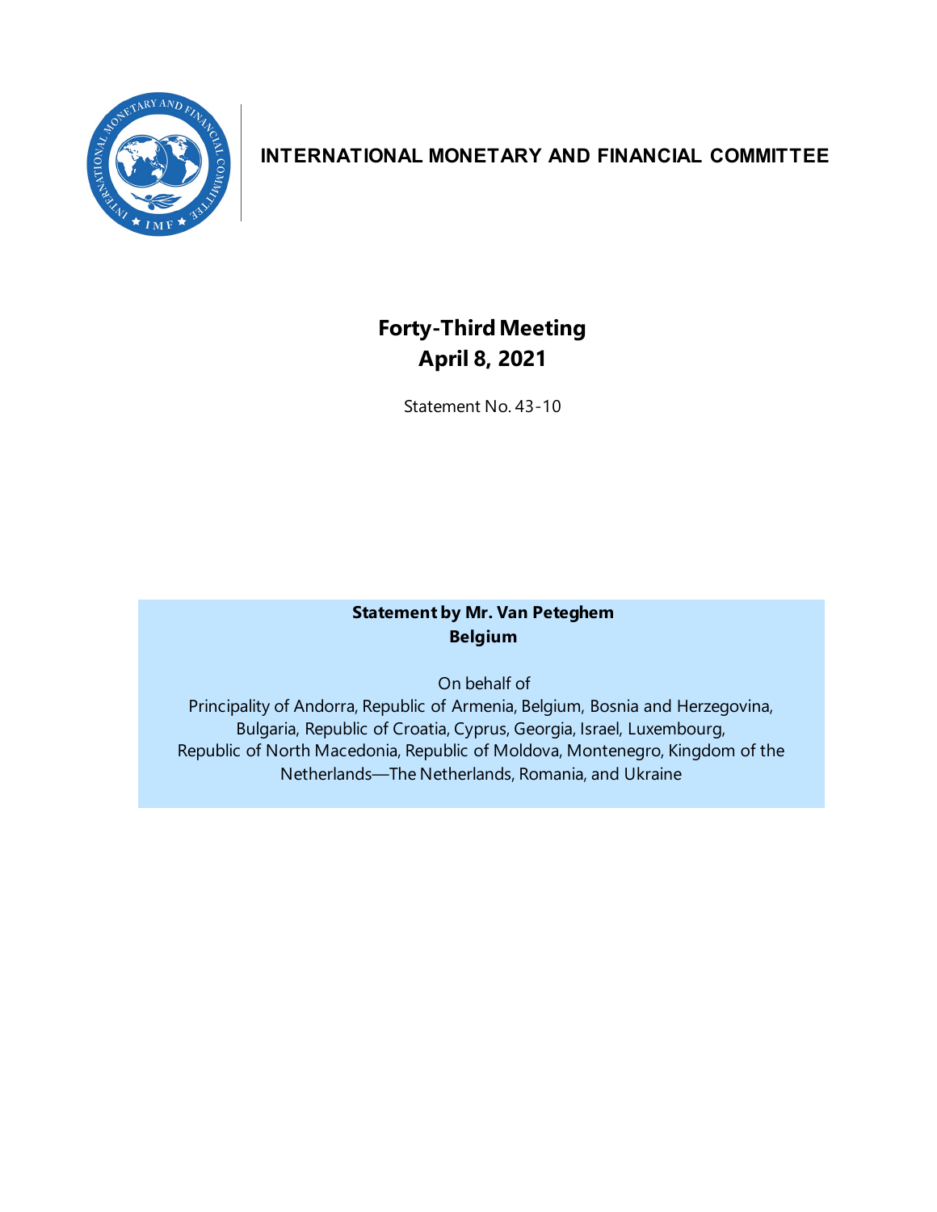# INTERNATIONAL MONETARY AND FINANCIAL COMMITTEE

## Forty-Third Meeting
## April 8, 2021

Statement No. 43-10

**Statement by Mr. Van Peteghem**
**Belgium**

On behalf of
Principality of Andorra, Republic of Armenia, Belgium, Bosnia and Herzegovina, Bulgaria, Republic of Croatia, Cyprus, Georgia, Israel, Luxembourg, Republic of North Macedonia, Republic of Moldova, Montenegro, Kingdom of the Netherlands—The Netherlands, Romania, and Ukraine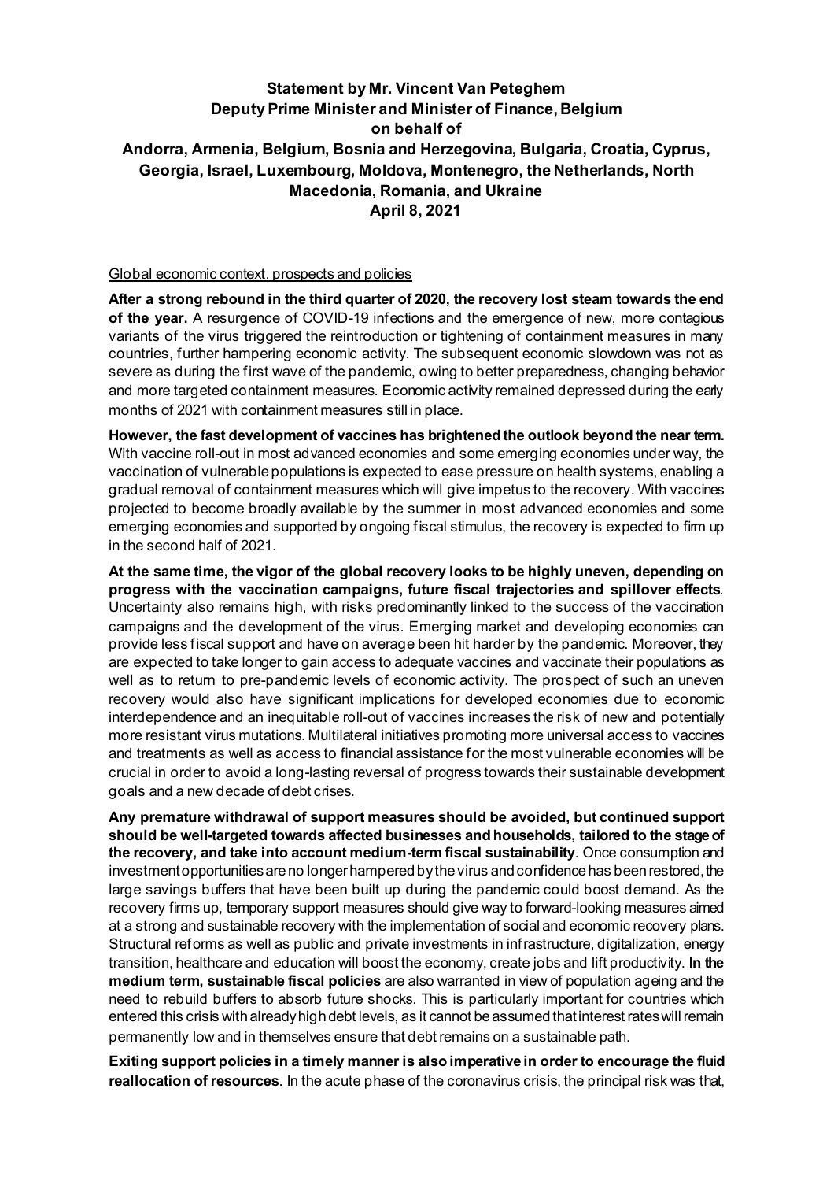**Statement by Mr. Vincent Van Peteghem**
**Deputy Prime Minister and Minister of Finance, Belgium**
**on behalf of**
**Andorra, Armenia, Belgium, Bosnia and Herzegovina, Bulgaria, Croatia, Cyprus, Georgia, Israel, Luxembourg, Moldova, Montenegro, the Netherlands, North Macedonia, Romania, and Ukraine**
**April 8, 2021**

Global economic context, prospects and policies

**After a strong rebound in the third quarter of 2020, the recovery lost steam towards the end of the year.** A resurgence of COVID-19 infections and the emergence of new, more contagious variants of the virus triggered the reintroduction or tightening of containment measures in many countries, further hampering economic activity. The subsequent economic slowdown was not as severe as during the first wave of the pandemic, owing to better preparedness, changing behavior and more targeted containment measures. Economic activity remained depressed during the early months of 2021 with containment measures still in place.

**However, the fast development of vaccines has brightened the outlook beyond the near term.** With vaccine roll-out in most advanced economies and some emerging economies under way, the vaccination of vulnerable populations is expected to ease pressure on health systems, enabling a gradual removal of containment measures which will give impetus to the recovery. With vaccines projected to become broadly available by the summer in most advanced economies and some emerging economies and supported by ongoing fiscal stimulus, the recovery is expected to firm up in the second half of 2021.

**At the same time, the vigor of the global recovery looks to be highly uneven, depending on progress with the vaccination campaigns, future fiscal trajectories and spillover effects**. Uncertainty also remains high, with risks predominantly linked to the success of the vaccination campaigns and the development of the virus. Emerging market and developing economies can provide less fiscal support and have on average been hit harder by the pandemic. Moreover, they are expected to take longer to gain access to adequate vaccines and vaccinate their populations as well as to return to pre-pandemic levels of economic activity. The prospect of such an uneven recovery would also have significant implications for developed economies due to economic interdependence and an inequitable roll-out of vaccines increases the risk of new and potentially more resistant virus mutations. Multilateral initiatives promoting more universal access to vaccines and treatments as well as access to financial assistance for the most vulnerable economies will be crucial in order to avoid a long-lasting reversal of progress towards their sustainable development goals and a new decade of debt crises.

**Any premature withdrawal of support measures should be avoided, but continued support should be well-targeted towards affected businesses and households, tailored to the stage of the recovery, and take into account medium-term fiscal sustainability**. Once consumption and investment opportunities are no longer hampered by the virus and confidence has been restored, the large savings buffers that have been built up during the pandemic could boost demand. As the recovery firms up, temporary support measures should give way to forward-looking measures aimed at a strong and sustainable recovery with the implementation of social and economic recovery plans. Structural reforms as well as public and private investments in infrastructure, digitalization, energy transition, healthcare and education will boost the economy, create jobs and lift productivity. **In the medium term, sustainable fiscal policies** are also warranted in view of population ageing and the need to rebuild buffers to absorb future shocks. This is particularly important for countries which entered this crisis with already high debt levels, as it cannot be assumed that interest rates will remain permanently low and in themselves ensure that debt remains on a sustainable path.

**Exiting support policies in a timely manner is also imperative in order to encourage the fluid reallocation of resources**. In the acute phase of the coronavirus crisis, the principal risk was that,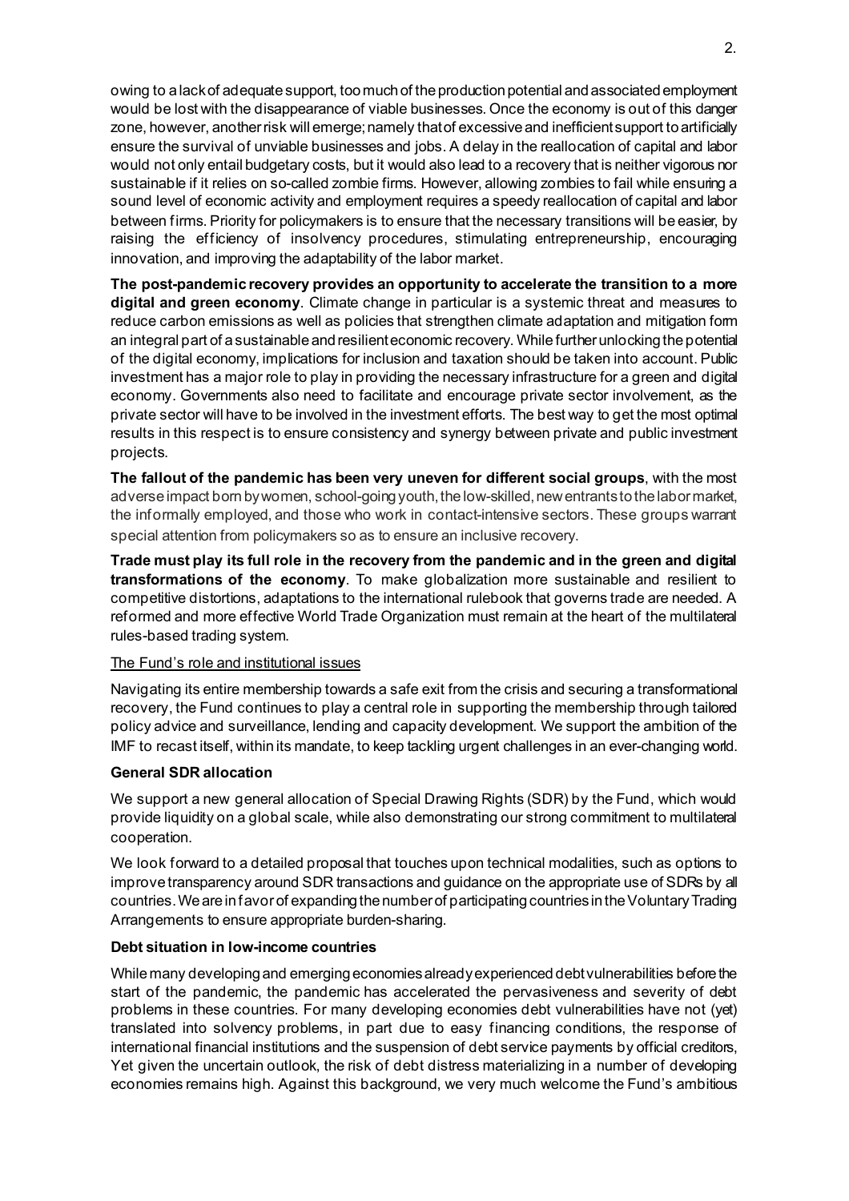owing to a lack of adequate support, too much of the production potential and associated employment would be lost with the disappearance of viable businesses. Once the economy is out of this danger zone, however, another risk will emerge; namely that of excessive and inefficient support to artificially ensure the survival of unviable businesses and jobs. A delay in the reallocation of capital and labor would not only entail budgetary costs, but it would also lead to a recovery that is neither vigorous nor sustainable if it relies on so-called zombie firms. However, allowing zombies to fail while ensuring a sound level of economic activity and employment requires a speedy reallocation of capital and labor between firms. Priority for policymakers is to ensure that the necessary transitions will be easier, by raising the efficiency of insolvency procedures, stimulating entrepreneurship, encouraging innovation, and improving the adaptability of the labor market.

**The post-pandemic recovery provides an opportunity to accelerate the transition to a more digital and green economy**. Climate change in particular is a systemic threat and measures to reduce carbon emissions as well as policies that strengthen climate adaptation and mitigation form an integral part of a sustainable and resilient economic recovery. While further unlocking the potential of the digital economy, implications for inclusion and taxation should be taken into account. Public investment has a major role to play in providing the necessary infrastructure for a green and digital economy. Governments also need to facilitate and encourage private sector involvement, as the private sector will have to be involved in the investment efforts. The best way to get the most optimal results in this respect is to ensure consistency and synergy between private and public investment projects.

**The fallout of the pandemic has been very uneven for different social groups**, with the most adverse impact born by women, school-going youth, the low-skilled, new entrants to the labor market, the informally employed, and those who work in contact-intensive sectors. These groups warrant special attention from policymakers so as to ensure an inclusive recovery.

**Trade must play its full role in the recovery from the pandemic and in the green and digital transformations of the economy**. To make globalization more sustainable and resilient to competitive distortions, adaptations to the international rulebook that governs trade are needed. A reformed and more effective World Trade Organization must remain at the heart of the multilateral rules-based trading system.

The Fund's role and institutional issues

Navigating its entire membership towards a safe exit from the crisis and securing a transformational recovery, the Fund continues to play a central role in supporting the membership through tailored policy advice and surveillance, lending and capacity development. We support the ambition of the IMF to recast itself, within its mandate, to keep tackling urgent challenges in an ever-changing world.

**General SDR allocation**

We support a new general allocation of Special Drawing Rights (SDR) by the Fund, which would provide liquidity on a global scale, while also demonstrating our strong commitment to multilateral cooperation.

We look forward to a detailed proposal that touches upon technical modalities, such as options to improve transparency around SDR transactions and guidance on the appropriate use of SDRs by all countries. We are in favor of expanding the number of participating countries in the Voluntary Trading Arrangements to ensure appropriate burden-sharing.

**Debt situation in low-income countries**

While many developing and emerging economies already experienced debt vulnerabilities before the start of the pandemic, the pandemic has accelerated the pervasiveness and severity of debt problems in these countries. For many developing economies debt vulnerabilities have not (yet) translated into solvency problems, in part due to easy financing conditions, the response of international financial institutions and the suspension of debt service payments by official creditors, Yet given the uncertain outlook, the risk of debt distress materializing in a number of developing economies remains high. Against this background, we very much welcome the Fund's ambitious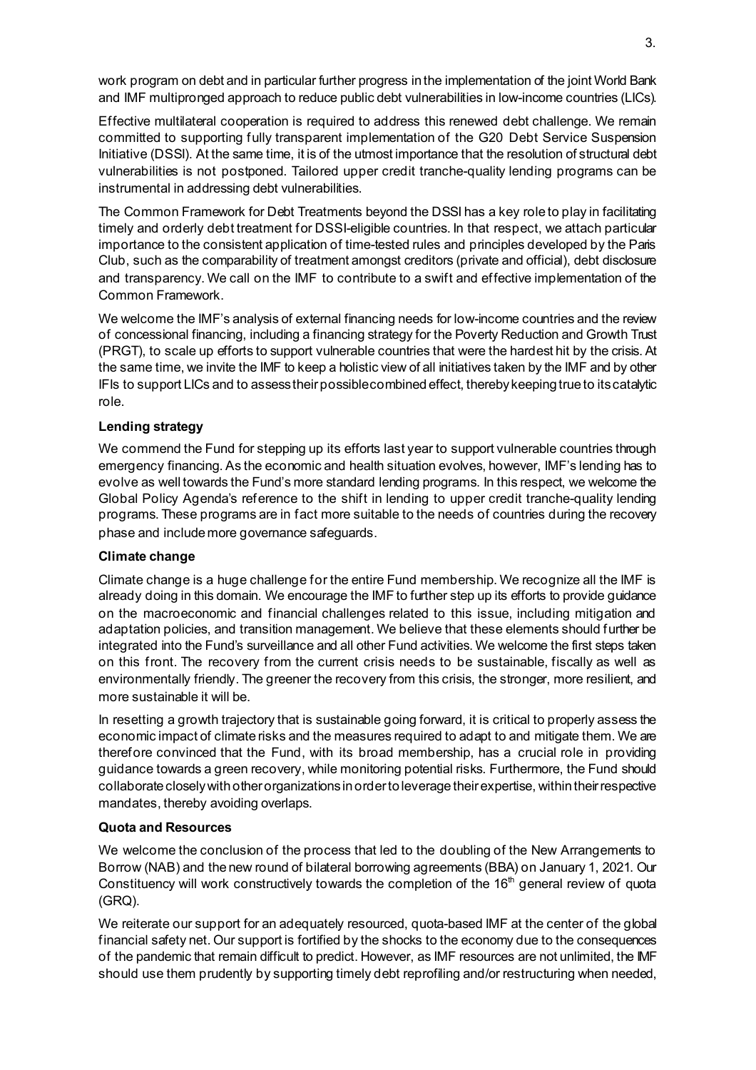work program on debt and in particular further progress in the implementation of the joint World Bank and IMF multipronged approach to reduce public debt vulnerabilities in low-income countries (LICs).

Effective multilateral cooperation is required to address this renewed debt challenge. We remain committed to supporting fully transparent implementation of the G20 Debt Service Suspension Initiative (DSSI). At the same time, it is of the utmost importance that the resolution of structural debt vulnerabilities is not postponed. Tailored upper credit tranche-quality lending programs can be instrumental in addressing debt vulnerabilities.

The Common Framework for Debt Treatments beyond the DSSI has a key role to play in facilitating timely and orderly debt treatment for DSSI-eligible countries. In that respect, we attach particular importance to the consistent application of time-tested rules and principles developed by the Paris Club, such as the comparability of treatment amongst creditors (private and official), debt disclosure and transparency. We call on the IMF to contribute to a swift and effective implementation of the Common Framework.

We welcome the IMF's analysis of external financing needs for low-income countries and the review of concessional financing, including a financing strategy for the Poverty Reduction and Growth Trust (PRGT), to scale up efforts to support vulnerable countries that were the hardest hit by the crisis. At the same time, we invite the IMF to keep a holistic view of all initiatives taken by the IMF and by other IFIs to support LICs and to assess their possible combined effect, thereby keeping true to its catalytic role.

**Lending strategy**

We commend the Fund for stepping up its efforts last year to support vulnerable countries through emergency financing. As the economic and health situation evolves, however, IMF's lending has to evolve as well towards the Fund's more standard lending programs. In this respect, we welcome the Global Policy Agenda's reference to the shift in lending to upper credit tranche-quality lending programs. These programs are in fact more suitable to the needs of countries during the recovery phase and include more governance safeguards.

**Climate change**

Climate change is a huge challenge for the entire Fund membership. We recognize all the IMF is already doing in this domain. We encourage the IMF to further step up its efforts to provide guidance on the macroeconomic and financial challenges related to this issue, including mitigation and adaptation policies, and transition management. We believe that these elements should further be integrated into the Fund's surveillance and all other Fund activities. We welcome the first steps taken on this front. The recovery from the current crisis needs to be sustainable, fiscally as well as environmentally friendly. The greener the recovery from this crisis, the stronger, more resilient, and more sustainable it will be.

In resetting a growth trajectory that is sustainable going forward, it is critical to properly assess the economic impact of climate risks and the measures required to adapt to and mitigate them. We are therefore convinced that the Fund, with its broad membership, has a crucial role in providing guidance towards a green recovery, while monitoring potential risks. Furthermore, the Fund should collaborate closely with other organizations in order to leverage their expertise, within their respective mandates, thereby avoiding overlaps.

**Quota and Resources**

We welcome the conclusion of the process that led to the doubling of the New Arrangements to Borrow (NAB) and the new round of bilateral borrowing agreements (BBA) on January 1, 2021. Our Constituency will work constructively towards the completion of the 16th general review of quota (GRQ).

We reiterate our support for an adequately resourced, quota-based IMF at the center of the global financial safety net. Our support is fortified by the shocks to the economy due to the consequences of the pandemic that remain difficult to predict. However, as IMF resources are not unlimited, the IMF should use them prudently by supporting timely debt reprofiling and/or restructuring when needed,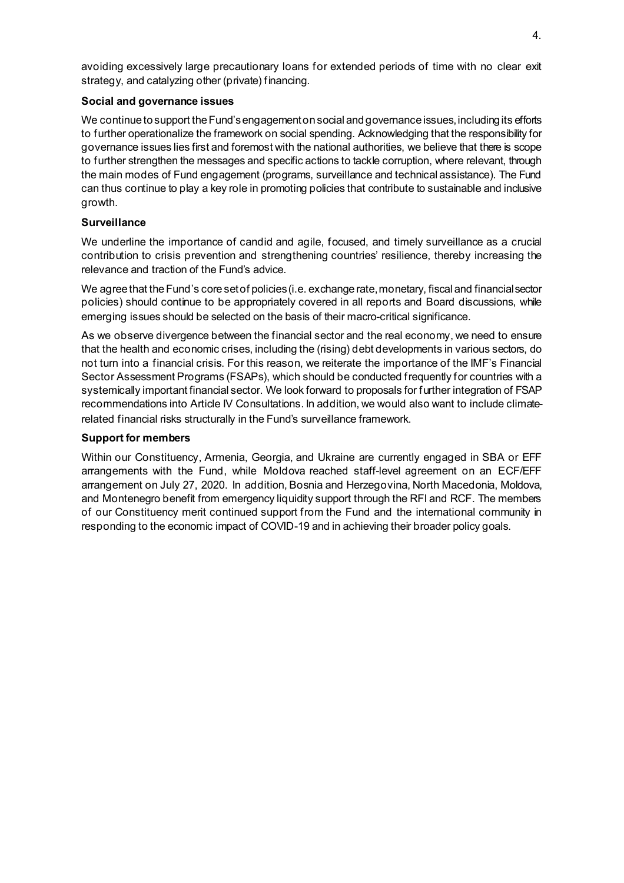avoiding excessively large precautionary loans for extended periods of time with no clear exit strategy, and catalyzing other (private) financing.

**Social and governance issues**

We continue to support the Fund's engagement on social and governance issues, including its efforts to further operationalize the framework on social spending. Acknowledging that the responsibility for governance issues lies first and foremost with the national authorities, we believe that there is scope to further strengthen the messages and specific actions to tackle corruption, where relevant, through the main modes of Fund engagement (programs, surveillance and technical assistance). The Fund can thus continue to play a key role in promoting policies that contribute to sustainable and inclusive growth.

**Surveillance**

We underline the importance of candid and agile, focused, and timely surveillance as a crucial contribution to crisis prevention and strengthening countries' resilience, thereby increasing the relevance and traction of the Fund's advice.

We agree that the Fund's core set of policies (i.e. exchange rate, monetary, fiscal and financial sector policies) should continue to be appropriately covered in all reports and Board discussions, while emerging issues should be selected on the basis of their macro-critical significance.

As we observe divergence between the financial sector and the real economy, we need to ensure that the health and economic crises, including the (rising) debt developments in various sectors, do not turn into a financial crisis. For this reason, we reiterate the importance of the IMF's Financial Sector Assessment Programs (FSAPs), which should be conducted frequently for countries with a systemically important financial sector. We look forward to proposals for further integration of FSAP recommendations into Article IV Consultations. In addition, we would also want to include climate-related financial risks structurally in the Fund's surveillance framework.

**Support for members**

Within our Constituency, Armenia, Georgia, and Ukraine are currently engaged in SBA or EFF arrangements with the Fund, while Moldova reached staff-level agreement on an ECF/EFF arrangement on July 27, 2020. In addition, Bosnia and Herzegovina, North Macedonia, Moldova, and Montenegro benefit from emergency liquidity support through the RFI and RCF. The members of our Constituency merit continued support from the Fund and the international community in responding to the economic impact of COVID-19 and in achieving their broader policy goals.